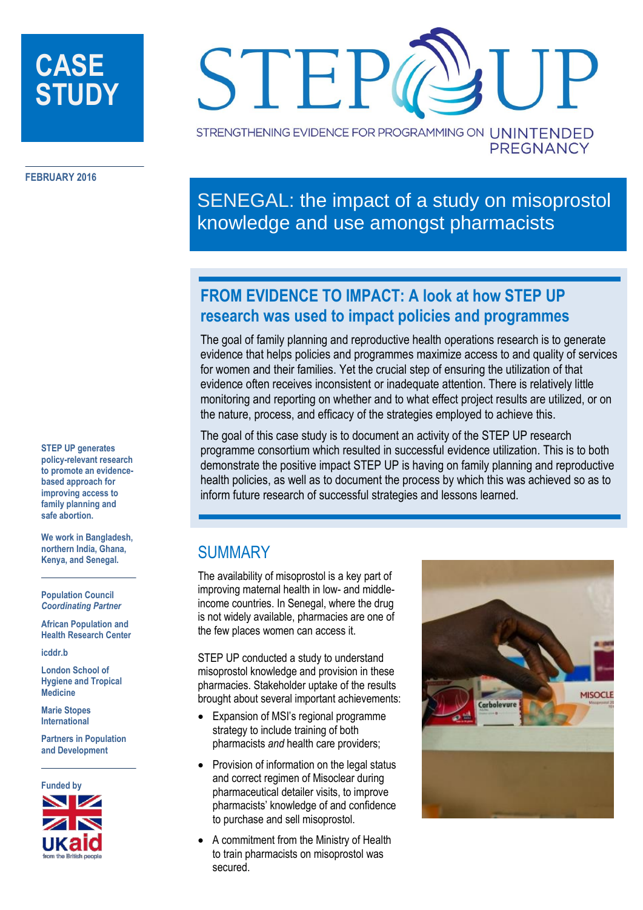# CASE STUDY

# STEP UP

STRENGTHENING EVIDENCE FOR PROGRAMMING ON UNINTENDED PREGNANCY

**FEBRUARY 2016**

## SENEGAL: the impact of a study on misoprostol knowledge and use amongst pharmacists

### FROM EVIDENCE TO IMPACT: A look at how STEP UP research was used to impact policies and programmes

The goal of family planning and reproductive health operations research is to generate evidence that helps policies and programmes maximize access to and quality of services for women and their families. Yet the crucial step of ensuring the utilization of that evidence often receives inconsistent or inadequate attention. There is relatively little monitoring and reporting on whether and to what effect project results are utilized, or on the nature, process, and efficacy of the strategies employed to achieve this.

The goal of this case study is to document an activity of the STEP UP research programme consortium which resulted in successful evidence utilization. This is to both demonstrate the positive impact STEP UP is having on family planning and reproductive health policies, as well as to document the process by which this was achieved so as to inform future research of successful strategies and lessons learned.

## SUMMARY

The availability of misoprostol is a key part of improving maternal health in low- and middle-income countries. In Senegal, where the drug is not widely available, pharmacies are one of the few places women can access it.

STEP UP conducted a study to understand misoprostol knowledge and provision in these pharmacies. Stakeholder uptake of the results brought about several important achievements:

- Expansion of MSI's regional programme strategy to include training of both pharmacists *and* health care providers;
- Provision of information on the legal status and correct regimen of Misoclear during pharmaceutical detailer visits, to improve pharmacists' knowledge of and confidence to purchase and sell misoprostol.
- A commitment from the Ministry of Health to train pharmacists on misoprostol was secured.

**STEP UP generates policy-relevant research to promote an evidence-based approach for improving access to family planning and safe abortion.**

**We work in Bangladesh, northern India, Ghana, Kenya, and Senegal.**

**Population Council**
***Coordinating Partner***

**African Population and Health Research Center**

**icddr.b**

**London School of Hygiene and Tropical Medicine**

**Marie Stopes International**

**Partners in Population and Development**

**Funded by**

UKaid from the British people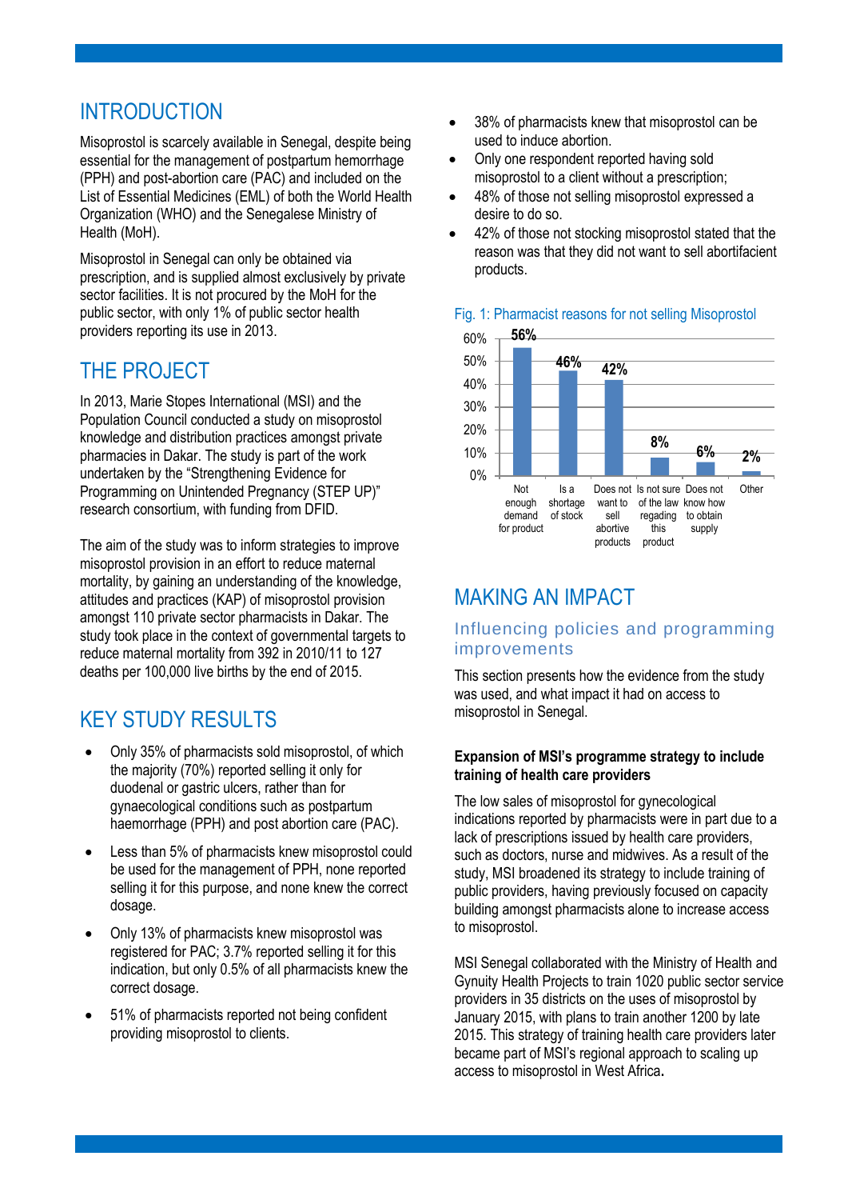## INTRODUCTION

Misoprostol is scarcely available in Senegal, despite being essential for the management of postpartum hemorrhage (PPH) and post-abortion care (PAC) and included on the List of Essential Medicines (EML) of both the World Health Organization (WHO) and the Senegalese Ministry of Health (MoH).

Misoprostol in Senegal can only be obtained via prescription, and is supplied almost exclusively by private sector facilities. It is not procured by the MoH for the public sector, with only 1% of public sector health providers reporting its use in 2013.

## THE PROJECT

In 2013, Marie Stopes International (MSI) and the Population Council conducted a study on misoprostol knowledge and distribution practices amongst private pharmacies in Dakar. The study is part of the work undertaken by the "Strengthening Evidence for Programming on Unintended Pregnancy (STEP UP)" research consortium, with funding from DFID.

The aim of the study was to inform strategies to improve misoprostol provision in an effort to reduce maternal mortality, by gaining an understanding of the knowledge, attitudes and practices (KAP) of misoprostol provision amongst 110 private sector pharmacists in Dakar. The study took place in the context of governmental targets to reduce maternal mortality from 392 in 2010/11 to 127 deaths per 100,000 live births by the end of 2015.

## KEY STUDY RESULTS

- Only 35% of pharmacists sold misoprostol, of which the majority (70%) reported selling it only for duodenal or gastric ulcers, rather than for gynaecological conditions such as postpartum haemorrhage (PPH) and post abortion care (PAC).
- Less than 5% of pharmacists knew misoprostol could be used for the management of PPH, none reported selling it for this purpose, and none knew the correct dosage.
- Only 13% of pharmacists knew misoprostol was registered for PAC; 3.7% reported selling it for this indication, but only 0.5% of all pharmacists knew the correct dosage.
- 51% of pharmacists reported not being confident providing misoprostol to clients.
- 38% of pharmacists knew that misoprostol can be used to induce abortion.
- Only one respondent reported having sold misoprostol to a client without a prescription;
- 48% of those not selling misoprostol expressed a desire to do so.
- 42% of those not stocking misoprostol stated that the reason was that they did not want to sell abortifacient products.

Fig. 1: Pharmacist reasons for not selling Misoprostol

| Reason | % |
|---|---|
| Not enough demand for product | 56% |
| Is a shortage of stock | 46% |
| Does not want to sell abortive products | 42% |
| Is not sure of the law regading this product | 8% |
| Does not know how to obtain supply | 6% |
| Other | 2% |

## MAKING AN IMPACT

### Influencing policies and programming improvements

This section presents how the evidence from the study was used, and what impact it had on access to misoprostol in Senegal.

**Expansion of MSI's programme strategy to include training of health care providers**

The low sales of misoprostol for gynecological indications reported by pharmacists were in part due to a lack of prescriptions issued by health care providers, such as doctors, nurse and midwives. As a result of the study, MSI broadened its strategy to include training of public providers, having previously focused on capacity building amongst pharmacists alone to increase access to misoprostol.

MSI Senegal collaborated with the Ministry of Health and Gynuity Health Projects to train 1020 public sector service providers in 35 districts on the uses of misoprostol by January 2015, with plans to train another 1200 by late 2015. This strategy of training health care providers later became part of MSI's regional approach to scaling up access to misoprostol in West Africa.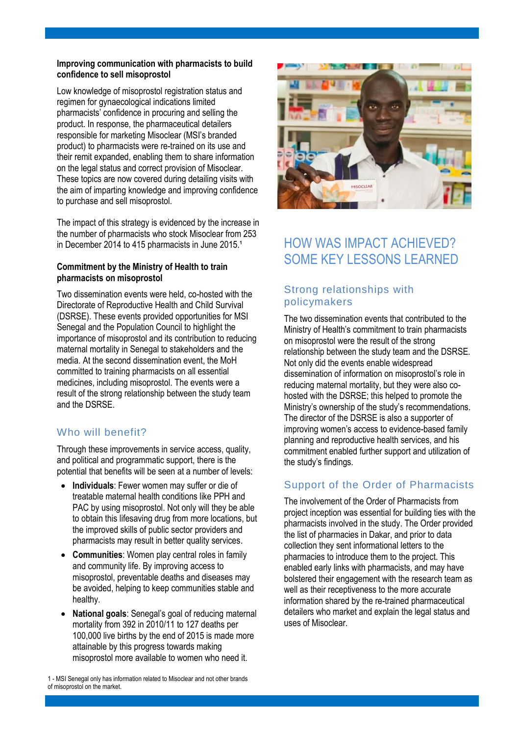**Improving communication with pharmacists to build confidence to sell misoprostol**

Low knowledge of misoprostol registration status and regimen for gynaecological indications limited pharmacists' confidence in procuring and selling the product. In response, the pharmaceutical detailers responsible for marketing Misoclear (MSI's branded product) to pharmacists were re-trained on its use and their remit expanded, enabling them to share information on the legal status and correct provision of Misoclear. These topics are now covered during detailing visits with the aim of imparting knowledge and improving confidence to purchase and sell misoprostol.

The impact of this strategy is evidenced by the increase in the number of pharmacists who stock Misoclear from 253 in December 2014 to 415 pharmacists in June 2015.[1]

**Commitment by the Ministry of Health to train pharmacists on misoprostol**

Two dissemination events were held, co-hosted with the Directorate of Reproductive Health and Child Survival (DSRSE). These events provided opportunities for MSI Senegal and the Population Council to highlight the importance of misoprostol and its contribution to reducing maternal mortality in Senegal to stakeholders and the media. At the second dissemination event, the MoH committed to training pharmacists on all essential medicines, including misoprostol. The events were a result of the strong relationship between the study team and the DSRSE.

## Who will benefit?

Through these improvements in service access, quality, and political and programmatic support, there is the potential that benefits will be seen at a number of levels:

- **Individuals**: Fewer women may suffer or die of treatable maternal health conditions like PPH and PAC by using misoprostol. Not only will they be able to obtain this lifesaving drug from more locations, but the improved skills of public sector providers and pharmacists may result in better quality services.
- **Communities**: Women play central roles in family and community life. By improving access to misoprostol, preventable deaths and diseases may be avoided, helping to keep communities stable and healthy.
- **National goals**: Senegal's goal of reducing maternal mortality from 392 in 2010/11 to 127 deaths per 100,000 live births by the end of 2015 is made more attainable by this progress towards making misoprostol more available to women who need it.

1 - MSI Senegal only has information related to Misoclear and not other brands of misoprostol on the market.

# HOW WAS IMPACT ACHIEVED? SOME KEY LESSONS LEARNED

## Strong relationships with policymakers

The two dissemination events that contributed to the Ministry of Health's commitment to train pharmacists on misoprostol were the result of the strong relationship between the study team and the DSRSE. Not only did the events enable widespread dissemination of information on misoprostol's role in reducing maternal mortality, but they were also co-hosted with the DSRSE; this helped to promote the Ministry's ownership of the study's recommendations. The director of the DSRSE is also a supporter of improving women's access to evidence-based family planning and reproductive health services, and his commitment enabled further support and utilization of the study's findings.

## Support of the Order of Pharmacists

The involvement of the Order of Pharmacists from project inception was essential for building ties with the pharmacists involved in the study. The Order provided the list of pharmacies in Dakar, and prior to data collection they sent informational letters to the pharmacies to introduce them to the project. This enabled early links with pharmacists, and may have bolstered their engagement with the research team as well as their receptiveness to the more accurate information shared by the re-trained pharmaceutical detailers who market and explain the legal status and uses of Misoclear.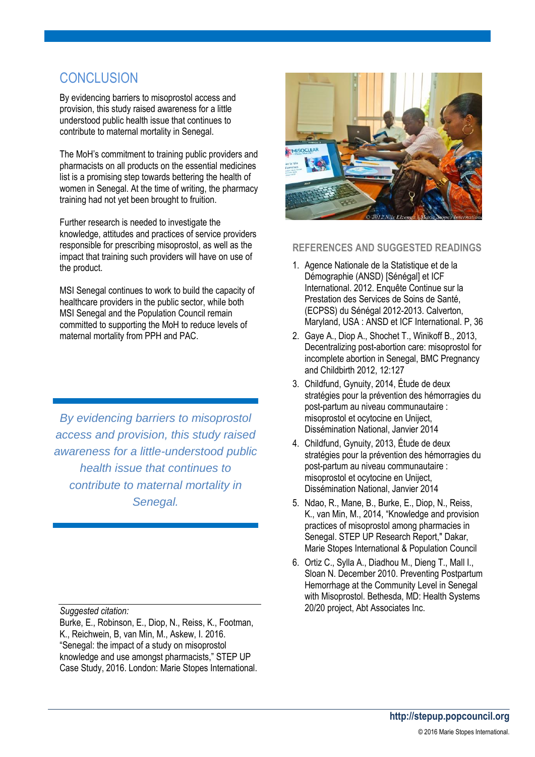## CONCLUSION

By evidencing barriers to misoprostol access and provision, this study raised awareness for a little understood public health issue that continues to contribute to maternal mortality in Senegal.

The MoH's commitment to training public providers and pharmacists on all products on the essential medicines list is a promising step towards bettering the health of women in Senegal. At the time of writing, the pharmacy training had not yet been brought to fruition.

Further research is needed to investigate the knowledge, attitudes and practices of service providers responsible for prescribing misoprostol, as well as the impact that training such providers will have on use of the product.

MSI Senegal continues to work to build the capacity of healthcare providers in the public sector, while both MSI Senegal and the Population Council remain committed to supporting the MoH to reduce levels of maternal mortality from PPH and PAC.

*By evidencing barriers to misoprostol access and provision, this study raised awareness for a little-understood public health issue that continues to contribute to maternal mortality in Senegal.*

*Suggested citation:*
Burke, E., Robinson, E., Diop, N., Reiss, K., Footman, K., Reichwein, B, van Min, M., Askew, I. 2016. "Senegal: the impact of a study on misoprostol knowledge and use amongst pharmacists," STEP UP Case Study, 2016. London: Marie Stopes International.

© 2012 Nils Elzenga / Marie Stopes International

### REFERENCES AND SUGGESTED READINGS

1. Agence Nationale de la Statistique et de la Démographie (ANSD) [Sénégal] et ICF International. 2012. Enquête Continue sur la Prestation des Services de Soins de Santé, (ECPSS) du Sénégal 2012-2013. Calverton, Maryland, USA : ANSD et ICF International. P, 36
2. Gaye A., Diop A., Shochet T., Winikoff B., 2013, Decentralizing post-abortion care: misoprostol for incomplete abortion in Senegal, BMC Pregnancy and Childbirth 2012, 12:127
3. Childfund, Gynuity, 2014, Étude de deux stratégies pour la prévention des hémorragies du post-partum au niveau communautaire : misoprostol et ocytocine en Uniject, Dissémination National, Janvier 2014
4. Childfund, Gynuity, 2013, Étude de deux stratégies pour la prévention des hémorragies du post-partum au niveau communautaire : misoprostol et ocytocine en Uniject, Dissémination National, Janvier 2014
5. Ndao, R., Mane, B., Burke, E., Diop, N., Reiss, K., van Min, M., 2014, "Knowledge and provision practices of misoprostol among pharmacies in Senegal. STEP UP Research Report," Dakar, Marie Stopes International & Population Council
6. Ortiz C., Sylla A., Diadhou M., Dieng T., Mall I., Sloan N. December 2010. Preventing Postpartum Hemorrhage at the Community Level in Senegal with Misoprostol. Bethesda, MD: Health Systems 20/20 project, Abt Associates Inc.

**http://stepup.popcouncil.org**

© 2016 Marie Stopes International.